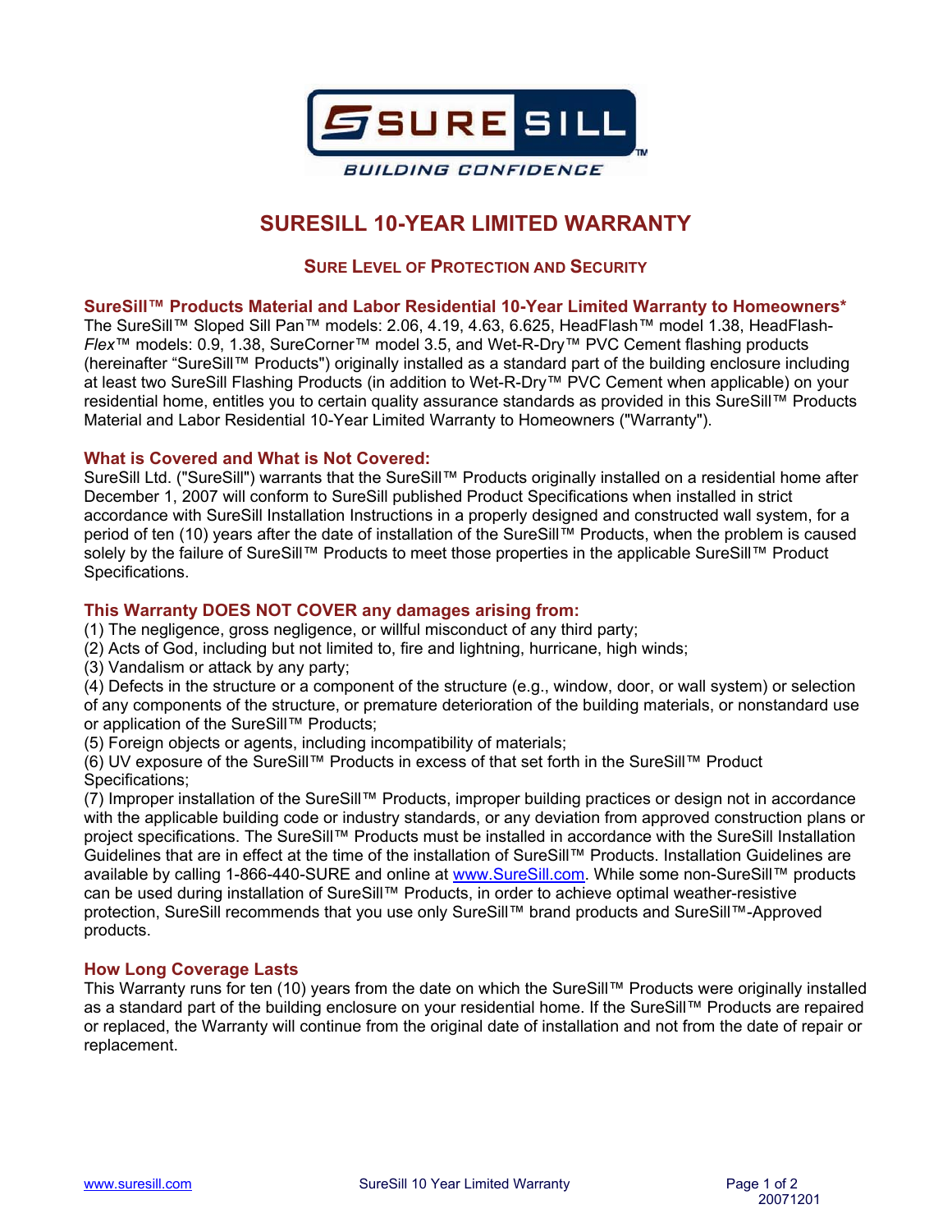SURE SILL
BUILDING CONFIDENCE

# SURESILL 10-YEAR LIMITED WARRANTY

## SURE LEVEL OF PROTECTION AND SECURITY

### SureSill™ Products Material and Labor Residential 10-Year Limited Warranty to Homeowners*

The SureSill™ Sloped Sill Pan™ models: 2.06, 4.19, 4.63, 6.625, HeadFlash™ model 1.38, HeadFlash-*Flex*™ models: 0.9, 1.38, SureCorner™ model 3.5, and Wet-R-Dry™ PVC Cement flashing products (hereinafter "SureSill™ Products") originally installed as a standard part of the building enclosure including at least two SureSill Flashing Products (in addition to Wet-R-Dry™ PVC Cement when applicable) on your residential home, entitles you to certain quality assurance standards as provided in this SureSill™ Products Material and Labor Residential 10-Year Limited Warranty to Homeowners ("Warranty").

### What is Covered and What is Not Covered:

SureSill Ltd. ("SureSill") warrants that the SureSill™ Products originally installed on a residential home after December 1, 2007 will conform to SureSill published Product Specifications when installed in strict accordance with SureSill Installation Instructions in a properly designed and constructed wall system, for a period of ten (10) years after the date of installation of the SureSill™ Products, when the problem is caused solely by the failure of SureSill™ Products to meet those properties in the applicable SureSill™ Product Specifications.

### This Warranty DOES NOT COVER any damages arising from:

(1) The negligence, gross negligence, or willful misconduct of any third party;
(2) Acts of God, including but not limited to, fire and lightning, hurricane, high winds;
(3) Vandalism or attack by any party;
(4) Defects in the structure or a component of the structure (e.g., window, door, or wall system) or selection of any components of the structure, or premature deterioration of the building materials, or nonstandard use or application of the SureSill™ Products;
(5) Foreign objects or agents, including incompatibility of materials;
(6) UV exposure of the SureSill™ Products in excess of that set forth in the SureSill™ Product Specifications;
(7) Improper installation of the SureSill™ Products, improper building practices or design not in accordance with the applicable building code or industry standards, or any deviation from approved construction plans or project specifications. The SureSill™ Products must be installed in accordance with the SureSill Installation Guidelines that are in effect at the time of the installation of SureSill™ Products. Installation Guidelines are available by calling 1-866-440-SURE and online at www.SureSill.com. While some non-SureSill™ products can be used during installation of SureSill™ Products, in order to achieve optimal weather-resistive protection, SureSill recommends that you use only SureSill™ brand products and SureSill™-Approved products.

### How Long Coverage Lasts

This Warranty runs for ten (10) years from the date on which the SureSill™ Products were originally installed as a standard part of the building enclosure on your residential home. If the SureSill™ Products are repaired or replaced, the Warranty will continue from the original date of installation and not from the date of repair or replacement.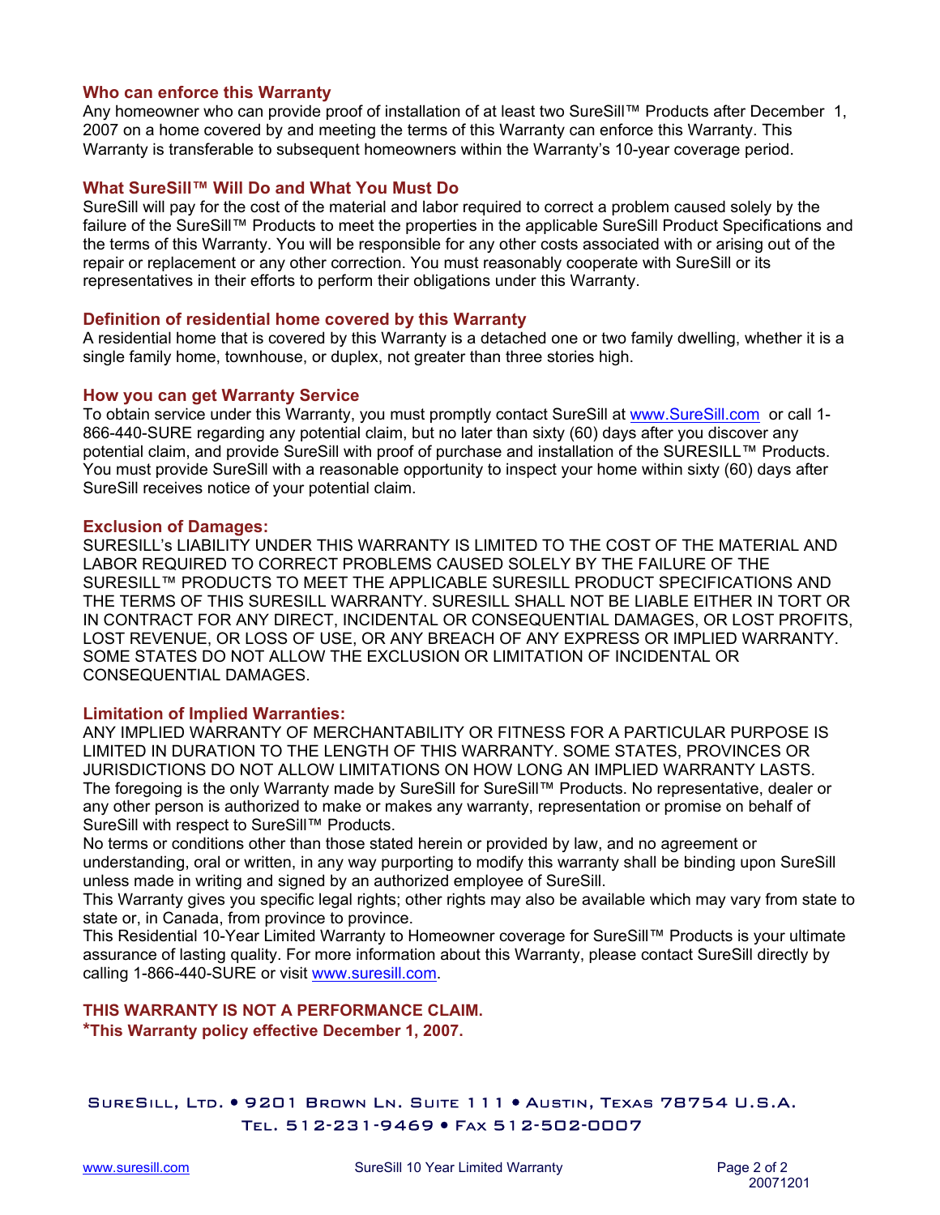## Who can enforce this Warranty

Any homeowner who can provide proof of installation of at least two SureSill™ Products after December 1, 2007 on a home covered by and meeting the terms of this Warranty can enforce this Warranty. This Warranty is transferable to subsequent homeowners within the Warranty's 10-year coverage period.

## What SureSill™ Will Do and What You Must Do

SureSill will pay for the cost of the material and labor required to correct a problem caused solely by the failure of the SureSill™ Products to meet the properties in the applicable SureSill Product Specifications and the terms of this Warranty. You will be responsible for any other costs associated with or arising out of the repair or replacement or any other correction. You must reasonably cooperate with SureSill or its representatives in their efforts to perform their obligations under this Warranty.

## Definition of residential home covered by this Warranty

A residential home that is covered by this Warranty is a detached one or two family dwelling, whether it is a single family home, townhouse, or duplex, not greater than three stories high.

## How you can get Warranty Service

To obtain service under this Warranty, you must promptly contact SureSill at www.SureSill.com or call 1-866-440-SURE regarding any potential claim, but no later than sixty (60) days after you discover any potential claim, and provide SureSill with proof of purchase and installation of the SURESILL™ Products. You must provide SureSill with a reasonable opportunity to inspect your home within sixty (60) days after SureSill receives notice of your potential claim.

## Exclusion of Damages:

SURESILL's LIABILITY UNDER THIS WARRANTY IS LIMITED TO THE COST OF THE MATERIAL AND LABOR REQUIRED TO CORRECT PROBLEMS CAUSED SOLELY BY THE FAILURE OF THE SURESILL™ PRODUCTS TO MEET THE APPLICABLE SURESILL PRODUCT SPECIFICATIONS AND THE TERMS OF THIS SURESILL WARRANTY. SURESILL SHALL NOT BE LIABLE EITHER IN TORT OR IN CONTRACT FOR ANY DIRECT, INCIDENTAL OR CONSEQUENTIAL DAMAGES, OR LOST PROFITS, LOST REVENUE, OR LOSS OF USE, OR ANY BREACH OF ANY EXPRESS OR IMPLIED WARRANTY. SOME STATES DO NOT ALLOW THE EXCLUSION OR LIMITATION OF INCIDENTAL OR CONSEQUENTIAL DAMAGES.

## Limitation of Implied Warranties:

ANY IMPLIED WARRANTY OF MERCHANTABILITY OR FITNESS FOR A PARTICULAR PURPOSE IS LIMITED IN DURATION TO THE LENGTH OF THIS WARRANTY. SOME STATES, PROVINCES OR JURISDICTIONS DO NOT ALLOW LIMITATIONS ON HOW LONG AN IMPLIED WARRANTY LASTS.
The foregoing is the only Warranty made by SureSill for SureSill™ Products. No representative, dealer or any other person is authorized to make or makes any warranty, representation or promise on behalf of SureSill with respect to SureSill™ Products.

No terms or conditions other than those stated herein or provided by law, and no agreement or understanding, oral or written, in any way purporting to modify this warranty shall be binding upon SureSill unless made in writing and signed by an authorized employee of SureSill.

This Warranty gives you specific legal rights; other rights may also be available which may vary from state to state or, in Canada, from province to province.

This Residential 10-Year Limited Warranty to Homeowner coverage for SureSill™ Products is your ultimate assurance of lasting quality. For more information about this Warranty, please contact SureSill directly by calling 1-866-440-SURE or visit www.suresill.com.

**THIS WARRANTY IS NOT A PERFORMANCE CLAIM.**
**\*This Warranty policy effective December 1, 2007.**

SureSill, Ltd. • 9201 Brown Ln. Suite 111 • Austin, Texas 78754 U.S.A.
Tel. 512-231-9469 • Fax 512-502-0007